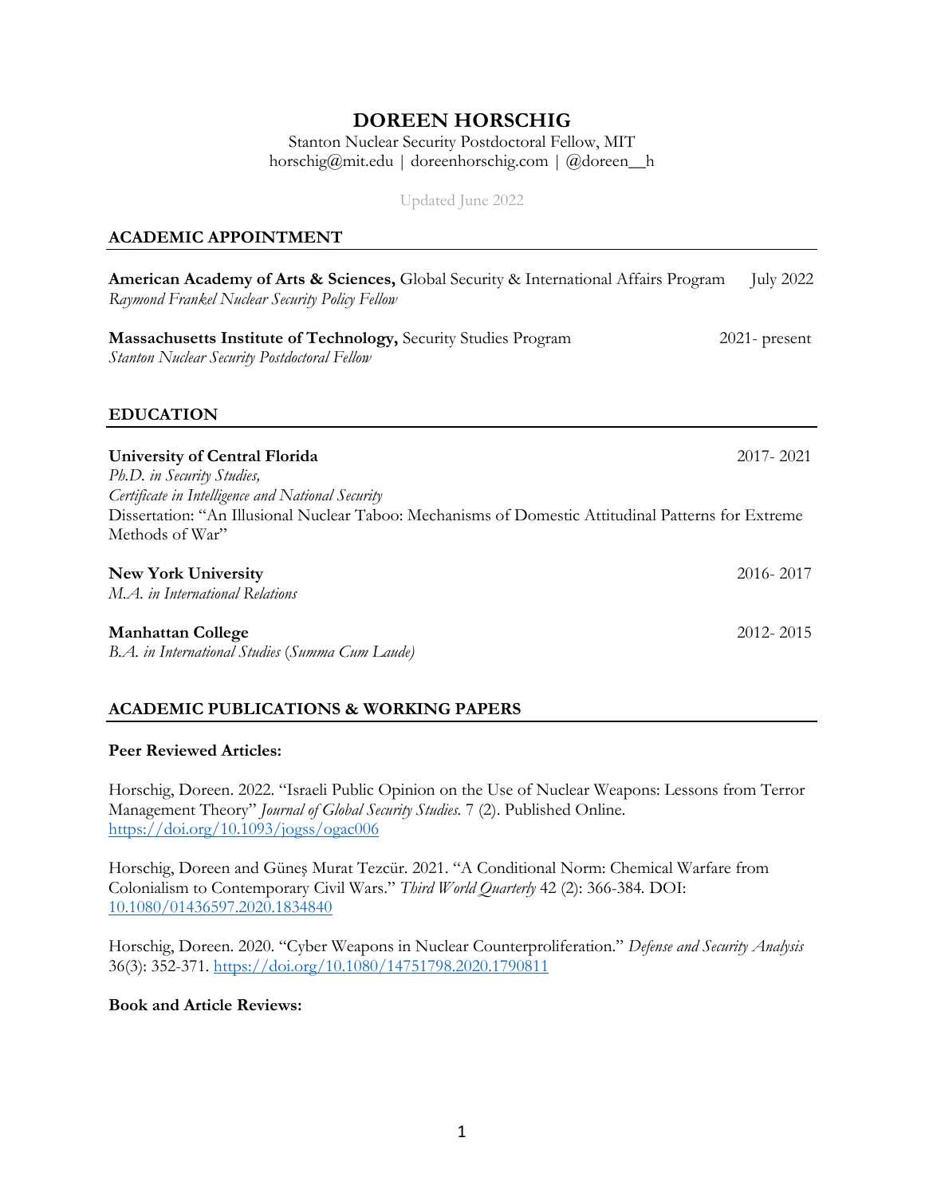# DOREEN HORSCHIG

Stanton Nuclear Security Postdoctoral Fellow, MIT
horschig@mit.edu | doreenhorschig.com | @doreen__h

Updated June 2022

## ACADEMIC APPOINTMENT

**American Academy of Arts & Sciences,** Global Security & International Affairs Program — July 2022
*Raymond Frankel Nuclear Security Policy Fellow*

**Massachusetts Institute of Technology,** Security Studies Program — 2021- present
*Stanton Nuclear Security Postdoctoral Fellow*

## EDUCATION

**University of Central Florida** — 2017- 2021
*Ph.D. in Security Studies,*
*Certificate in Intelligence and National Security*
Dissertation: "An Illusional Nuclear Taboo: Mechanisms of Domestic Attitudinal Patterns for Extreme Methods of War"

**New York University** — 2016- 2017
*M.A. in International Relations*

**Manhattan College** — 2012- 2015
*B.A. in International Studies* (*Summa Cum Laude)*

## ACADEMIC PUBLICATIONS & WORKING PAPERS

### Peer Reviewed Articles:

Horschig, Doreen. 2022. "Israeli Public Opinion on the Use of Nuclear Weapons: Lessons from Terror Management Theory" *Journal of Global Security Studies.* 7 (2). Published Online. https://doi.org/10.1093/jogss/ogac006

Horschig, Doreen and Güneş Murat Tezcür. 2021. "A Conditional Norm: Chemical Warfare from Colonialism to Contemporary Civil Wars." *Third World Quarterly* 42 (2): 366-384. DOI: 10.1080/01436597.2020.1834840

Horschig, Doreen. 2020. "Cyber Weapons in Nuclear Counterproliferation." *Defense and Security Analysis* 36(3): 352-371. https://doi.org/10.1080/14751798.2020.1790811

### Book and Article Reviews: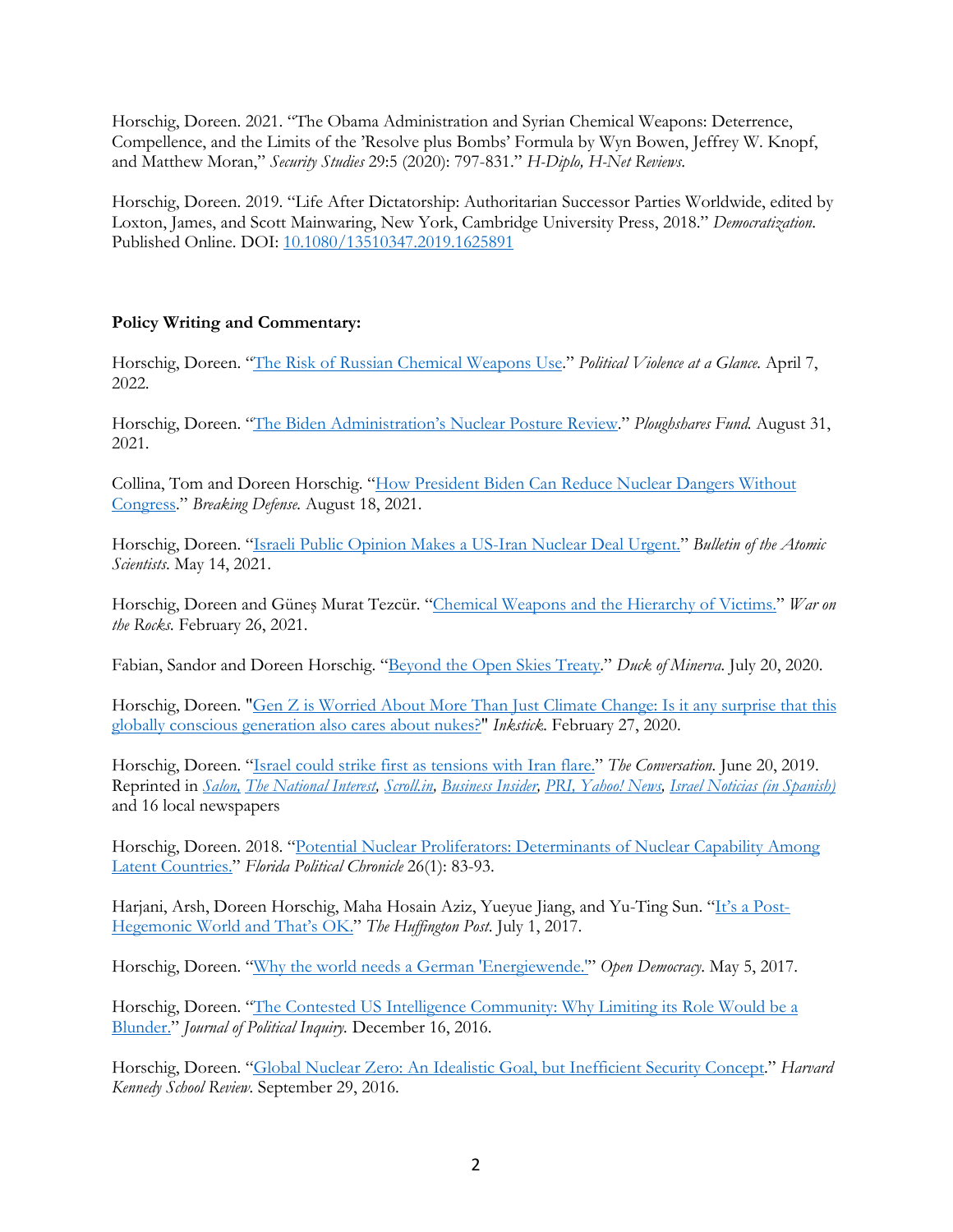Horschig, Doreen. 2021. "The Obama Administration and Syrian Chemical Weapons: Deterrence, Compellence, and the Limits of the 'Resolve plus Bombs' Formula by Wyn Bowen, Jeffrey W. Knopf, and Matthew Moran," *Security Studies* 29:5 (2020): 797-831." *H-Diplo, H-Net Reviews.*

Horschig, Doreen. 2019. "Life After Dictatorship: Authoritarian Successor Parties Worldwide, edited by Loxton, James, and Scott Mainwaring, New York, Cambridge University Press, 2018." *Democratization*. Published Online. DOI: [10.1080/13510347.2019.1625891](10.1080/13510347.2019.1625891)

**Policy Writing and Commentary:**

Horschig, Doreen. "[The Risk of Russian Chemical Weapons Use]()." *Political Violence at a Glance.* April 7, 2022.

Horschig, Doreen. "[The Biden Administration's Nuclear Posture Review]()." *Ploughshares Fund.* August 31, 2021.

Collina, Tom and Doreen Horschig. "[How President Biden Can Reduce Nuclear Dangers Without Congress]()." *Breaking Defense.* August 18, 2021.

Horschig, Doreen. "[Israeli Public Opinion Makes a US-Iran Nuclear Deal Urgent.]()" *Bulletin of the Atomic Scientists.* May 14, 2021.

Horschig, Doreen and Güneş Murat Tezcür. "[Chemical Weapons and the Hierarchy of Victims.]()" *War on the Rocks.* February 26, 2021.

Fabian, Sandor and Doreen Horschig. "[Beyond the Open Skies Treaty]()." *Duck of Minerva.* July 20, 2020.

Horschig, Doreen. "[Gen Z is Worried About More Than Just Climate Change: Is it any surprise that this globally conscious generation also cares about nukes?]()" *Inkstick.* February 27, 2020.

Horschig, Doreen. "[Israel could strike first as tensions with Iran flare.]()" *The Conversation.* June 20, 2019. Reprinted in *[Salon,]() [The National Interest,]() [Scroll.in,]() [Business Insider,]() [PRI, Yahoo! News,]() [Israel Noticias (in Spanish)]()* and 16 local newspapers

Horschig, Doreen. 2018. "[Potential Nuclear Proliferators: Determinants of Nuclear Capability Among Latent Countries.]()" *Florida Political Chronicle* 26(1): 83-93.

Harjani, Arsh, Doreen Horschig, Maha Hosain Aziz, Yueyue Jiang, and Yu-Ting Sun. "[It's a Post-Hegemonic World and That's OK.]()" *The Huffington Post.* July 1, 2017.

Horschig, Doreen. "[Why the world needs a German 'Energiewende.']()" *Open Democracy.* May 5, 2017.

Horschig, Doreen. "[The Contested US Intelligence Community: Why Limiting its Role Would be a Blunder.]()" *Journal of Political Inquiry.* December 16, 2016.

Horschig, Doreen. "[Global Nuclear Zero: An Idealistic Goal, but Inefficient Security Concept]()." *Harvard Kennedy School Review.* September 29, 2016.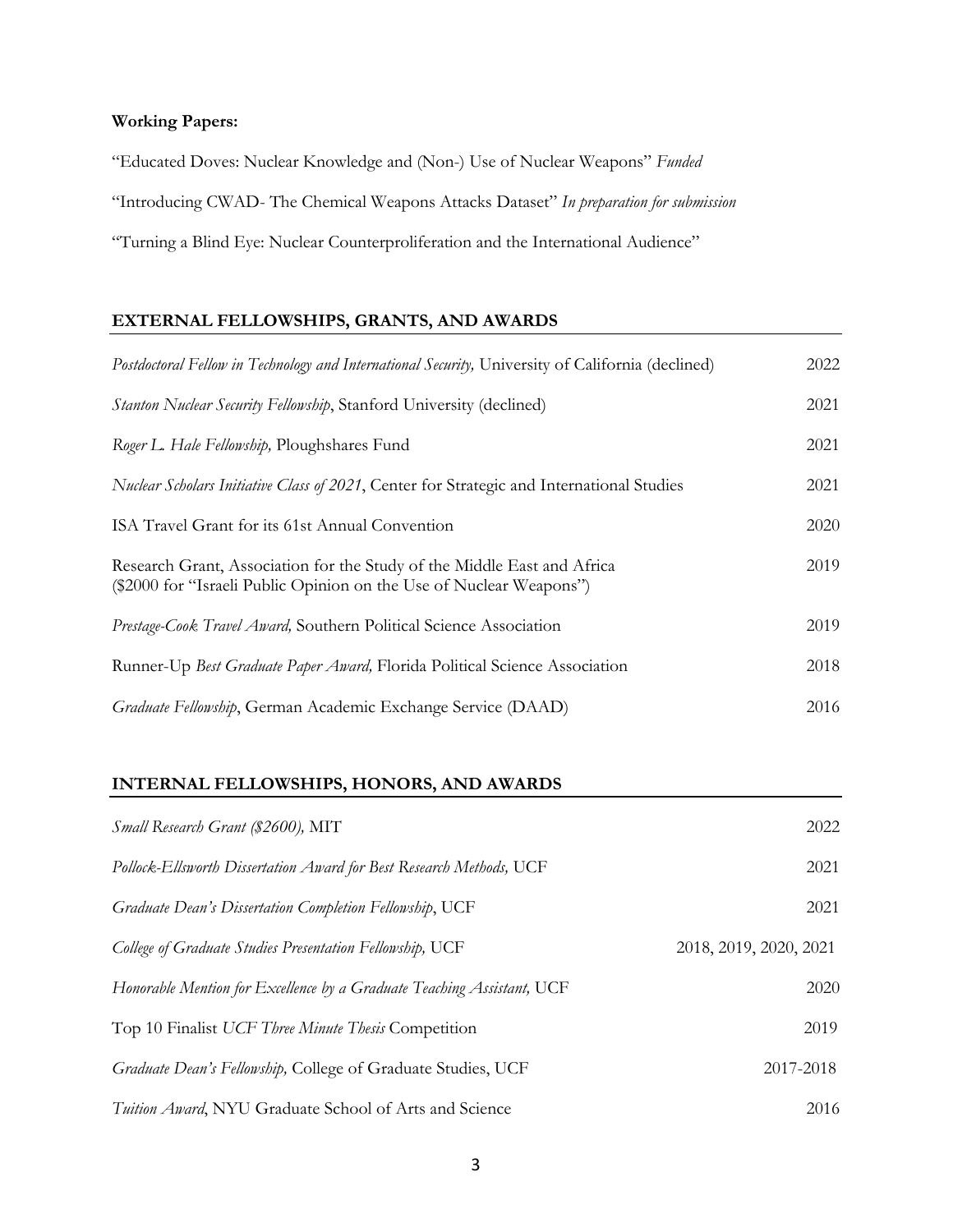**Working Papers:**

"Educated Doves: Nuclear Knowledge and (Non-) Use of Nuclear Weapons" *Funded*

"Introducing CWAD- The Chemical Weapons Attacks Dataset" *In preparation for submission*

"Turning a Blind Eye: Nuclear Counterproliferation and the International Audience"

## EXTERNAL FELLOWSHIPS, GRANTS, AND AWARDS

| | |
|---|---|
| *Postdoctoral Fellow in Technology and International Security,* University of California (declined) | 2022 |
| *Stanton Nuclear Security Fellowship*, Stanford University (declined) | 2021 |
| *Roger L. Hale Fellowship,* Ploughshares Fund | 2021 |
| *Nuclear Scholars Initiative Class of 2021*, Center for Strategic and International Studies | 2021 |
| ISA Travel Grant for its 61st Annual Convention | 2020 |
| Research Grant, Association for the Study of the Middle East and Africa ($2000 for "Israeli Public Opinion on the Use of Nuclear Weapons") | 2019 |
| *Prestage-Cook Travel Award,* Southern Political Science Association | 2019 |
| Runner-Up *Best Graduate Paper Award,* Florida Political Science Association | 2018 |
| *Graduate Fellowship*, German Academic Exchange Service (DAAD) | 2016 |

## INTERNAL FELLOWSHIPS, HONORS, AND AWARDS

| | |
|---|---|
| *Small Research Grant ($2600),* MIT | 2022 |
| *Pollock-Ellsworth Dissertation Award for Best Research Methods,* UCF | 2021 |
| *Graduate Dean's Dissertation Completion Fellowship*, UCF | 2021 |
| *College of Graduate Studies Presentation Fellowship,* UCF | 2018, 2019, 2020, 2021 |
| *Honorable Mention for Excellence by a Graduate Teaching Assistant,* UCF | 2020 |
| Top 10 Finalist *UCF Three Minute Thesis* Competition | 2019 |
| *Graduate Dean's Fellowship,* College of Graduate Studies, UCF | 2017-2018 |
| *Tuition Award*, NYU Graduate School of Arts and Science | 2016 |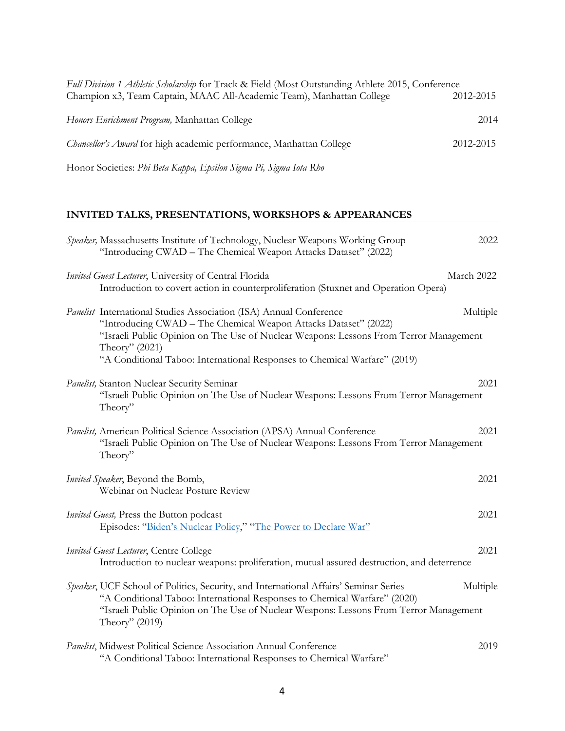*Full Division 1 Athletic Scholarship* for Track & Field (Most Outstanding Athlete 2015, Conference Champion x3, Team Captain, MAAC All-Academic Team), Manhattan College — 2012-2015

*Honors Enrichment Program,* Manhattan College — 2014

*Chancellor's Award* for high academic performance, Manhattan College — 2012-2015

Honor Societies: *Phi Beta Kappa, Epsilon Sigma Pi, Sigma Iota Rho*

## INVITED TALKS, PRESENTATIONS, WORKSHOPS & APPEARANCES

*Speaker,* Massachusetts Institute of Technology, Nuclear Weapons Working Group — 2022
"Introducing CWAD – The Chemical Weapon Attacks Dataset" (2022)

*Invited Guest Lecturer*, University of Central Florida — March 2022
Introduction to covert action in counterproliferation (Stuxnet and Operation Opera)

*Panelist* International Studies Association (ISA) Annual Conference — Multiple
"Introducing CWAD – The Chemical Weapon Attacks Dataset" (2022)
"Israeli Public Opinion on The Use of Nuclear Weapons: Lessons From Terror Management Theory" (2021)
"A Conditional Taboo: International Responses to Chemical Warfare" (2019)

*Panelist,* Stanton Nuclear Security Seminar — 2021
"Israeli Public Opinion on The Use of Nuclear Weapons: Lessons From Terror Management Theory"

*Panelist,* American Political Science Association (APSA) Annual Conference — 2021
"Israeli Public Opinion on The Use of Nuclear Weapons: Lessons From Terror Management Theory"

*Invited Speaker*, Beyond the Bomb, — 2021
Webinar on Nuclear Posture Review

*Invited Guest,* Press the Button podcast — 2021
Episodes: "Biden's Nuclear Policy," "The Power to Declare War"

*Invited Guest Lecturer*, Centre College — 2021
Introduction to nuclear weapons: proliferation, mutual assured destruction, and deterrence

*Speaker*, UCF School of Politics, Security, and International Affairs' Seminar Series — Multiple
"A Conditional Taboo: International Responses to Chemical Warfare" (2020)
"Israeli Public Opinion on The Use of Nuclear Weapons: Lessons From Terror Management Theory" (2019)

*Panelist*, Midwest Political Science Association Annual Conference — 2019
"A Conditional Taboo: International Responses to Chemical Warfare"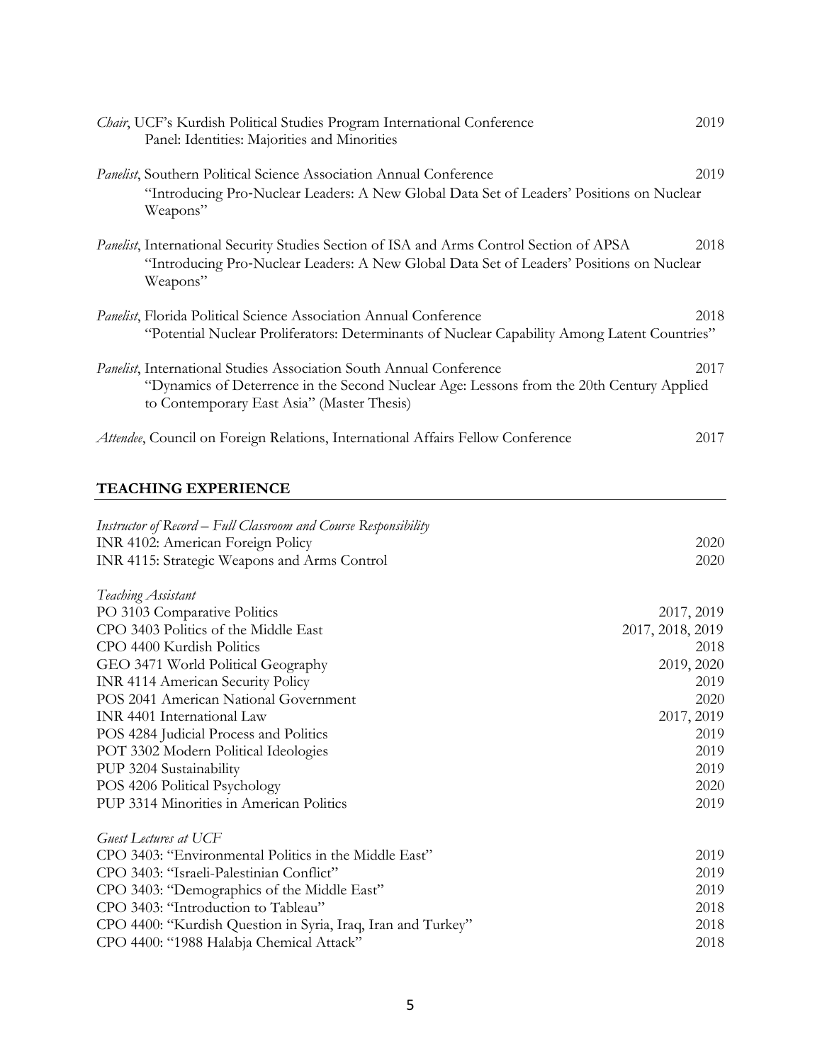*Chair*, UCF's Kurdish Political Studies Program International Conference — 2019
Panel: Identities: Majorities and Minorities

*Panelist*, Southern Political Science Association Annual Conference — 2019
"Introducing Pro-Nuclear Leaders: A New Global Data Set of Leaders' Positions on Nuclear Weapons"

*Panelist*, International Security Studies Section of ISA and Arms Control Section of APSA — 2018
"Introducing Pro-Nuclear Leaders: A New Global Data Set of Leaders' Positions on Nuclear Weapons"

*Panelist*, Florida Political Science Association Annual Conference — 2018
"Potential Nuclear Proliferators: Determinants of Nuclear Capability Among Latent Countries"

*Panelist*, International Studies Association South Annual Conference — 2017
"Dynamics of Deterrence in the Second Nuclear Age: Lessons from the 20th Century Applied to Contemporary East Asia" (Master Thesis)

*Attendee*, Council on Foreign Relations, International Affairs Fellow Conference — 2017

## TEACHING EXPERIENCE

*Instructor of Record – Full Classroom and Course Responsibility*

| Course | Year |
|---|---|
| INR 4102: American Foreign Policy | 2020 |
| INR 4115: Strategic Weapons and Arms Control | 2020 |

*Teaching Assistant*

| Course | Year |
|---|---|
| PO 3103 Comparative Politics | 2017, 2019 |
| CPO 3403 Politics of the Middle East | 2017, 2018, 2019 |
| CPO 4400 Kurdish Politics | 2018 |
| GEO 3471 World Political Geography | 2019, 2020 |
| INR 4114 American Security Policy | 2019 |
| POS 2041 American National Government | 2020 |
| INR 4401 International Law | 2017, 2019 |
| POS 4284 Judicial Process and Politics | 2019 |
| POT 3302 Modern Political Ideologies | 2019 |
| PUP 3204 Sustainability | 2019 |
| POS 4206 Political Psychology | 2020 |
| PUP 3314 Minorities in American Politics | 2019 |

*Guest Lectures at UCF*

| Lecture | Year |
|---|---|
| CPO 3403: "Environmental Politics in the Middle East" | 2019 |
| CPO 3403: "Israeli-Palestinian Conflict" | 2019 |
| CPO 3403: "Demographics of the Middle East" | 2019 |
| CPO 3403: "Introduction to Tableau" | 2018 |
| CPO 4400: "Kurdish Question in Syria, Iraq, Iran and Turkey" | 2018 |
| CPO 4400: "1988 Halabja Chemical Attack" | 2018 |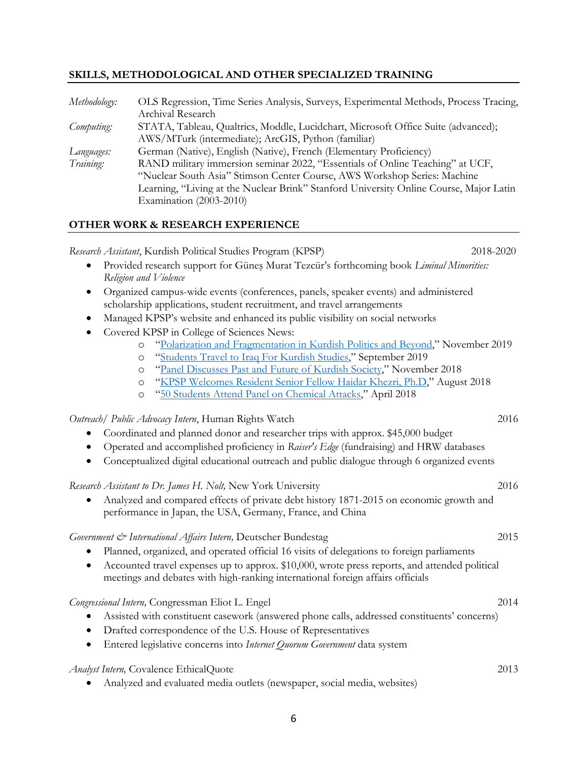## SKILLS, METHODOLOGICAL AND OTHER SPECIALIZED TRAINING

*Methodology:* OLS Regression, Time Series Analysis, Surveys, Experimental Methods, Process Tracing, Archival Research

*Computing:* STATA, Tableau, Qualtrics, Moddle, Lucidchart, Microsoft Office Suite (advanced); AWS/MTurk (intermediate); ArcGIS, Python (familiar)

*Languages:* German (Native), English (Native), French (Elementary Proficiency)

*Training:* RAND military immersion seminar 2022, "Essentials of Online Teaching" at UCF, "Nuclear South Asia" Stimson Center Course, AWS Workshop Series: Machine Learning, "Living at the Nuclear Brink" Stanford University Online Course, Major Latin Examination (2003-2010)

## OTHER WORK & RESEARCH EXPERIENCE

*Research Assistant*, Kurdish Political Studies Program (KPSP) — 2018-2020

- Provided research support for Güneş Murat Tezcür's forthcoming book *Liminal Minorities: Religion and Violence*
- Organized campus-wide events (conferences, panels, speaker events) and administered scholarship applications, student recruitment, and travel arrangements
- Managed KPSP's website and enhanced its public visibility on social networks
- Covered KPSP in College of Sciences News:
  - "Polarization and Fragmentation in Kurdish Politics and Beyond," November 2019
  - "Students Travel to Iraq For Kurdish Studies," September 2019
  - "Panel Discusses Past and Future of Kurdish Society," November 2018
  - "KPSP Welcomes Resident Senior Fellow Haidar Khezri, Ph.D," August 2018
  - "50 Students Attend Panel on Chemical Attacks," April 2018

*Outreach/ Public Advocacy Intern*, Human Rights Watch — 2016

- Coordinated and planned donor and researcher trips with approx. $45,000 budget
- Operated and accomplished proficiency in *Raiser's Edge* (fundraising) and HRW databases
- Conceptualized digital educational outreach and public dialogue through 6 organized events

*Research Assistant to Dr. James H. Nolt,* New York University — 2016

- Analyzed and compared effects of private debt history 1871-2015 on economic growth and performance in Japan, the USA, Germany, France, and China

*Government & International Affairs Intern,* Deutscher Bundestag — 2015

- Planned, organized, and operated official 16 visits of delegations to foreign parliaments
- Accounted travel expenses up to approx. $10,000, wrote press reports, and attended political meetings and debates with high-ranking international foreign affairs officials

*Congressional Intern,* Congressman Eliot L. Engel — 2014

- Assisted with constituent casework (answered phone calls, addressed constituents' concerns)
- Drafted correspondence of the U.S. House of Representatives
- Entered legislative concerns into *Internet Quorum Government* data system

*Analyst Intern,* Covalence EthicalQuote — 2013

- Analyzed and evaluated media outlets (newspaper, social media, websites)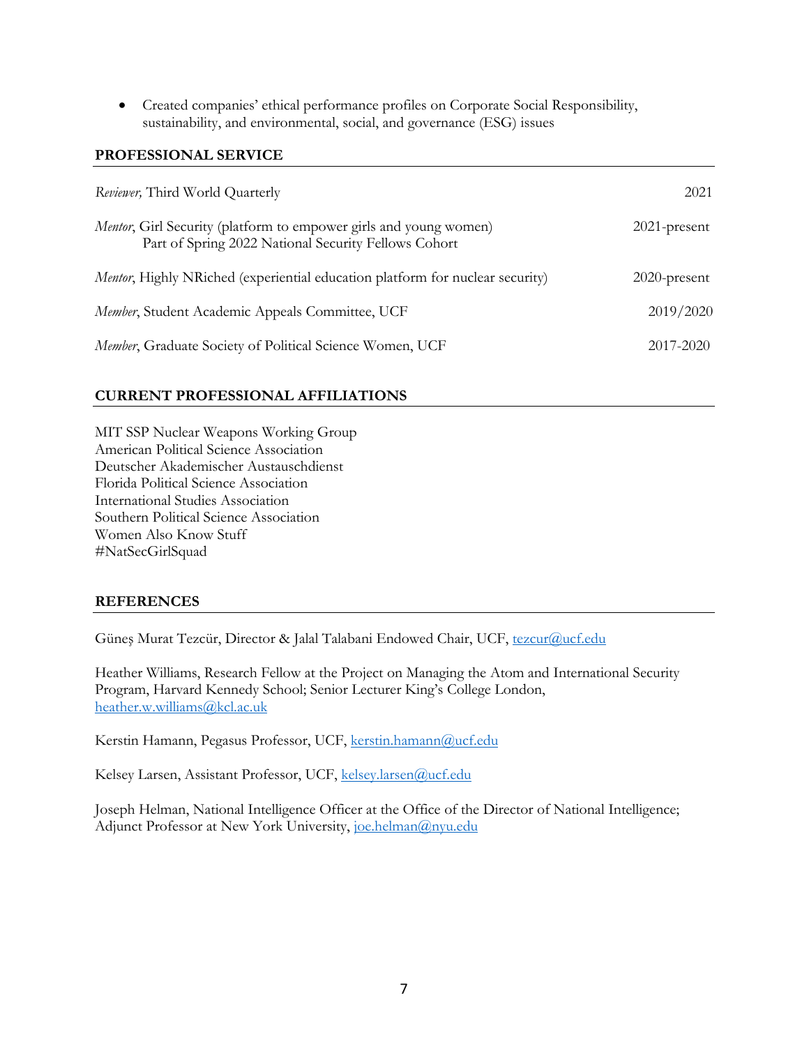- Created companies' ethical performance profiles on Corporate Social Responsibility, sustainability, and environmental, social, and governance (ESG) issues

## PROFESSIONAL SERVICE

*Reviewer,* Third World Quarterly — 2021

*Mentor*, Girl Security (platform to empower girls and young women) — 2021-present
Part of Spring 2022 National Security Fellows Cohort

*Mentor*, Highly NRiched (experiential education platform for nuclear security) — 2020-present

*Member*, Student Academic Appeals Committee, UCF — 2019/2020

*Member*, Graduate Society of Political Science Women, UCF — 2017-2020

## CURRENT PROFESSIONAL AFFILIATIONS

MIT SSP Nuclear Weapons Working Group
American Political Science Association
Deutscher Akademischer Austauschdienst
Florida Political Science Association
International Studies Association
Southern Political Science Association
Women Also Know Stuff
#NatSecGirlSquad

## REFERENCES

Güneş Murat Tezcür, Director & Jalal Talabani Endowed Chair, UCF, tezcur@ucf.edu

Heather Williams, Research Fellow at the Project on Managing the Atom and International Security Program, Harvard Kennedy School; Senior Lecturer King's College London, heather.w.williams@kcl.ac.uk

Kerstin Hamann, Pegasus Professor, UCF, kerstin.hamann@ucf.edu

Kelsey Larsen, Assistant Professor, UCF, kelsey.larsen@ucf.edu

Joseph Helman, National Intelligence Officer at the Office of the Director of National Intelligence; Adjunct Professor at New York University, joe.helman@nyu.edu